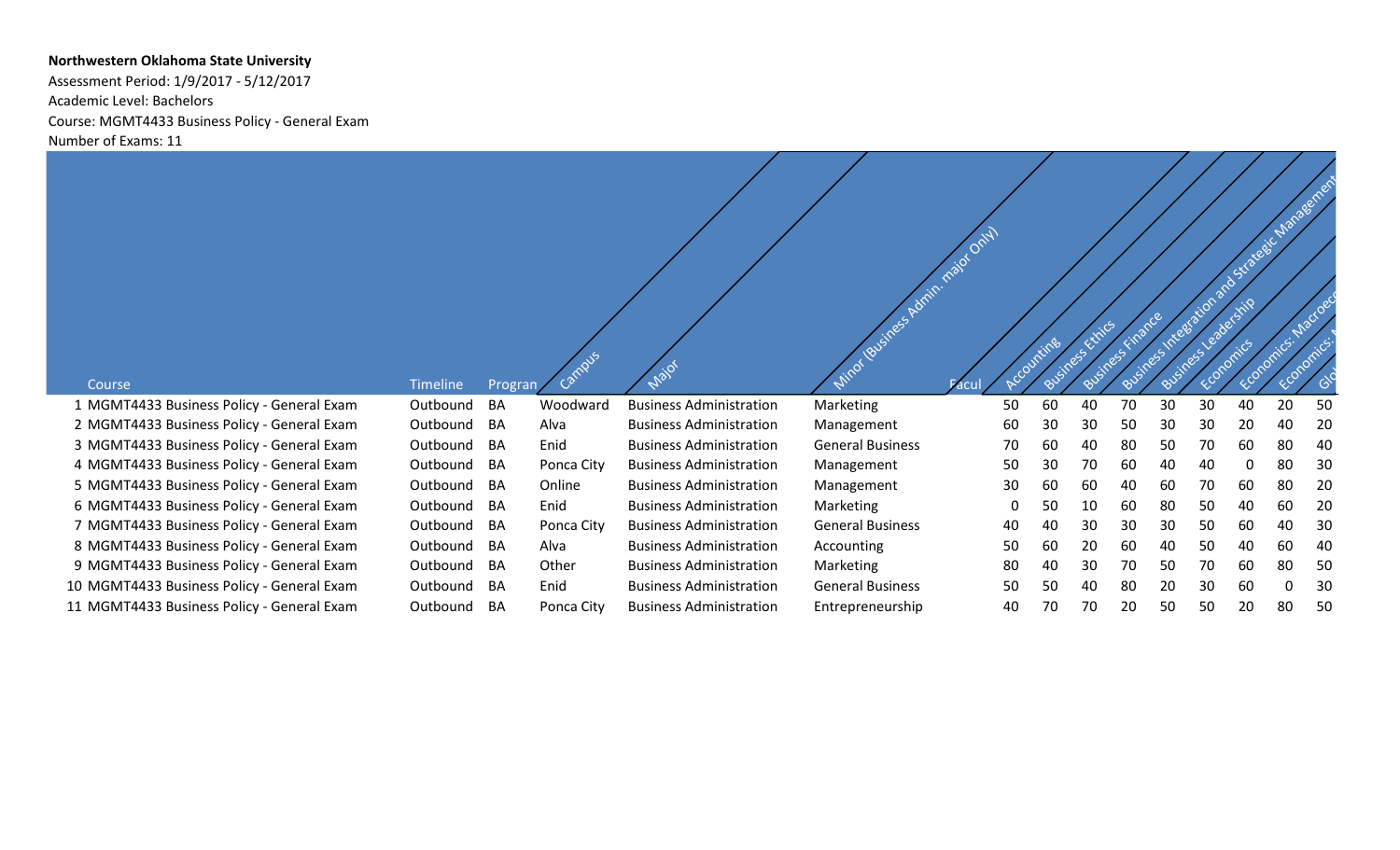**Northwestern Oklahoma State University**

Assessment Period: 1/9/2017 - 5/12/2017

Academic Level: Bachelors

Course: MGMT4433 Business Policy - General Exam

Number of Exams: 11

| | Course | Timeline | Program | Campus | Major | Minor (Business Admin. major Only) | Facul | Accounting | Business Ethics | Business Finance | Business Integration and Strategic Management | Business Leadership | Economics | Economics: Macroec | Economics: M | Glo |
|---|---|---|---|---|---|---|---|---|---|---|---|---|---|---|---|---|
| 1 | MGMT4433 Business Policy - General Exam | Outbound | BA | Woodward | Business Administration | Marketing | | 50 | 60 | 40 | 70 | 30 | 30 | 40 | 20 | 50 |
| 2 | MGMT4433 Business Policy - General Exam | Outbound | BA | Alva | Business Administration | Management | | 60 | 30 | 30 | 50 | 30 | 30 | 20 | 40 | 20 |
| 3 | MGMT4433 Business Policy - General Exam | Outbound | BA | Enid | Business Administration | General Business | | 70 | 60 | 40 | 80 | 50 | 70 | 60 | 80 | 40 |
| 4 | MGMT4433 Business Policy - General Exam | Outbound | BA | Ponca City | Business Administration | Management | | 50 | 30 | 70 | 60 | 40 | 40 | 0 | 80 | 30 |
| 5 | MGMT4433 Business Policy - General Exam | Outbound | BA | Online | Business Administration | Management | | 30 | 60 | 60 | 40 | 60 | 70 | 60 | 80 | 20 |
| 6 | MGMT4433 Business Policy - General Exam | Outbound | BA | Enid | Business Administration | Marketing | | 0 | 50 | 10 | 60 | 80 | 50 | 40 | 60 | 20 |
| 7 | MGMT4433 Business Policy - General Exam | Outbound | BA | Ponca City | Business Administration | General Business | | 40 | 40 | 30 | 30 | 30 | 50 | 60 | 40 | 30 |
| 8 | MGMT4433 Business Policy - General Exam | Outbound | BA | Alva | Business Administration | Accounting | | 50 | 60 | 20 | 60 | 40 | 50 | 40 | 60 | 40 |
| 9 | MGMT4433 Business Policy - General Exam | Outbound | BA | Other | Business Administration | Marketing | | 80 | 40 | 30 | 70 | 50 | 70 | 60 | 80 | 50 |
| 10 | MGMT4433 Business Policy - General Exam | Outbound | BA | Enid | Business Administration | General Business | | 50 | 50 | 40 | 80 | 20 | 30 | 60 | 0 | 30 |
| 11 | MGMT4433 Business Policy - General Exam | Outbound | BA | Ponca City | Business Administration | Entrepreneurship | | 40 | 70 | 70 | 20 | 50 | 50 | 20 | 80 | 50 |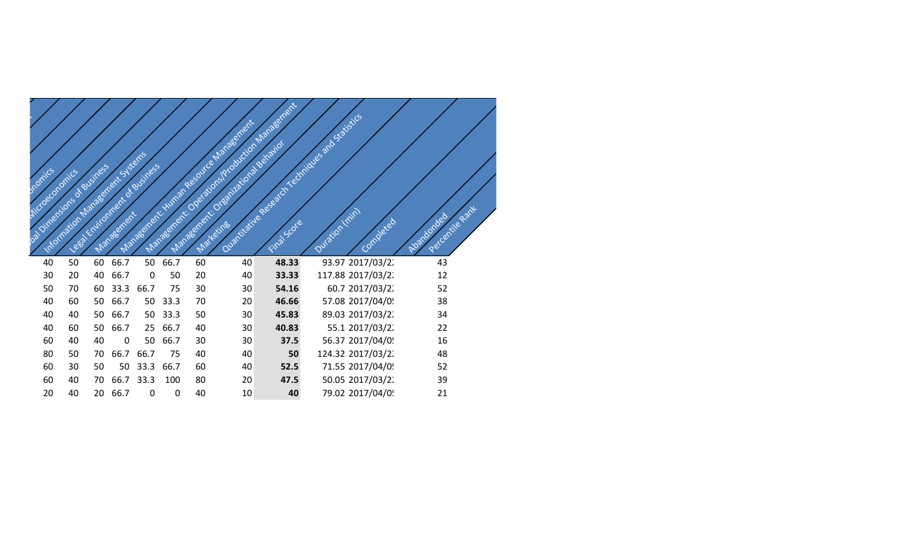| onomics | Microeconomics | bal Dimensions of Business | Information Management Systems | Legal Environment of Business | Management | Management: Human Resource Management | Management: Operations/Production Management | Management: Organizational Behavior | Marketing | Quantitative Research Techniques and Statistics | Final Score | Duration (min) | Completed | Abandonded | Percentile Rank |
|---|---|---|---|---|---|---|---|---|---|---|---|---|---|---|---|
| | | | 40 | 50 | 60 | 66.7 | 50 | 66.7 | 60 | 40 | **48.33** | 93.97 | 2017/03/2: | | 43 |
| | | | 30 | 20 | 40 | 66.7 | 0 | 50 | 20 | 40 | **33.33** | 117.88 | 2017/03/2: | | 12 |
| | | | 50 | 70 | 60 | 33.3 | 66.7 | 75 | 30 | 30 | **54.16** | 60.7 | 2017/03/2: | | 52 |
| | | | 40 | 60 | 50 | 66.7 | 50 | 33.3 | 70 | 20 | **46.66** | 57.08 | 2017/04/0! | | 38 |
| | | | 40 | 40 | 50 | 66.7 | 50 | 33.3 | 50 | 30 | **45.83** | 89.03 | 2017/03/2: | | 34 |
| | | | 40 | 60 | 50 | 66.7 | 25 | 66.7 | 40 | 30 | **40.83** | 55.1 | 2017/03/2: | | 22 |
| | | | 60 | 40 | 40 | 0 | 50 | 66.7 | 30 | 30 | **37.5** | 56.37 | 2017/04/0! | | 16 |
| | | | 80 | 50 | 70 | 66.7 | 66.7 | 75 | 40 | 40 | **50** | 124.32 | 2017/03/2: | | 48 |
| | | | 60 | 30 | 50 | 50 | 33.3 | 66.7 | 60 | 40 | **52.5** | 71.55 | 2017/04/0! | | 52 |
| | | | 60 | 40 | 70 | 66.7 | 33.3 | 100 | 80 | 20 | **47.5** | 50.05 | 2017/03/2: | | 39 |
| | | | 20 | 40 | 20 | 66.7 | 0 | 0 | 40 | 10 | **40** | 79.02 | 2017/04/0! | | 21 |